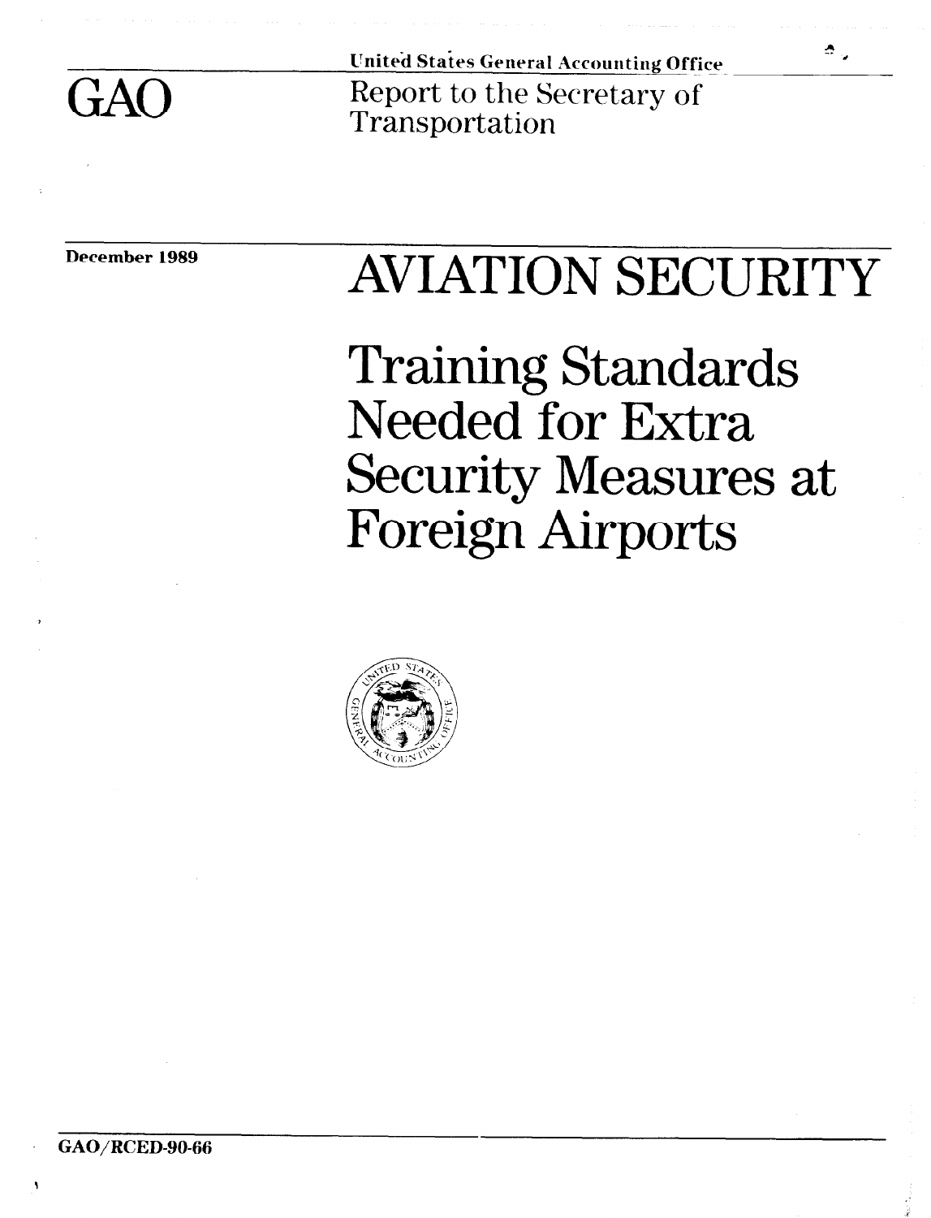GAO

United States General Accounting Office

Report to the Secretary of Transportation

December 1989

# AVIATION SECURITY

# Training Standards Needed for Extra Security Measures at Foreign Airports

GAO/RCED-90-66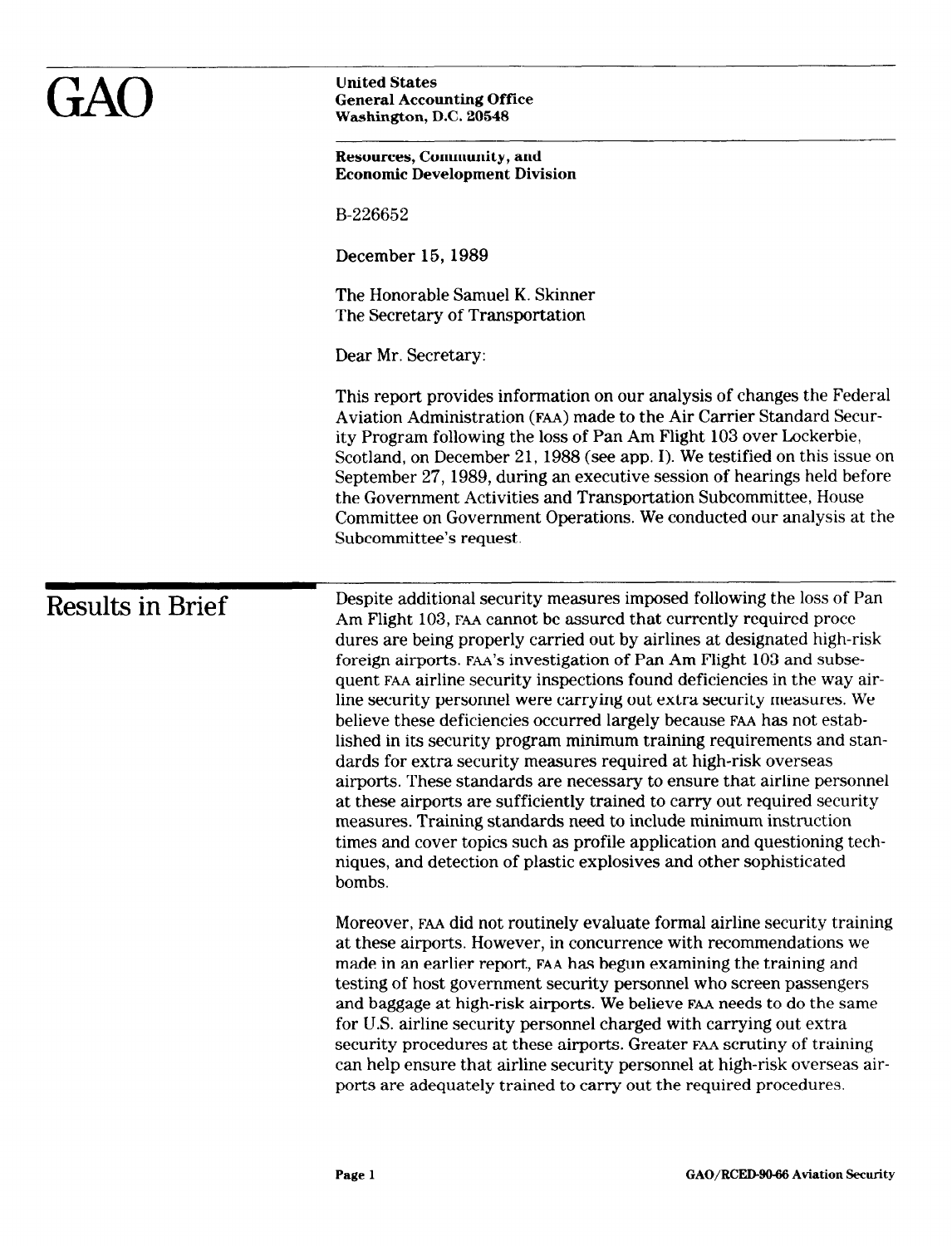# GAO

**United States**
**General Accounting Office**
**Washington, D.C. 20548**

**Resources, Community, and Economic Development Division**

B-226652

December 15, 1989

The Honorable Samuel K. Skinner
The Secretary of Transportation

Dear Mr. Secretary:

This report provides information on our analysis of changes the Federal Aviation Administration (FAA) made to the Air Carrier Standard Security Program following the loss of Pan Am Flight 103 over Lockerbie, Scotland, on December 21, 1988 (see app. I). We testified on this issue on September 27, 1989, during an executive session of hearings held before the Government Activities and Transportation Subcommittee, House Committee on Government Operations. We conducted our analysis at the Subcommittee's request.

## Results in Brief

Despite additional security measures imposed following the loss of Pan Am Flight 103, FAA cannot be assured that currently required procedures are being properly carried out by airlines at designated high-risk foreign airports. FAA's investigation of Pan Am Flight 103 and subsequent FAA airline security inspections found deficiencies in the way airline security personnel were carrying out extra security measures. We believe these deficiencies occurred largely because FAA has not established in its security program minimum training requirements and standards for extra security measures required at high-risk overseas airports. These standards are necessary to ensure that airline personnel at these airports are sufficiently trained to carry out required security measures. Training standards need to include minimum instruction times and cover topics such as profile application and questioning techniques, and detection of plastic explosives and other sophisticated bombs.

Moreover, FAA did not routinely evaluate formal airline security training at these airports. However, in concurrence with recommendations we made in an earlier report, FAA has begun examining the training and testing of host government security personnel who screen passengers and baggage at high-risk airports. We believe FAA needs to do the same for U.S. airline security personnel charged with carrying out extra security procedures at these airports. Greater FAA scrutiny of training can help ensure that airline security personnel at high-risk overseas airports are adequately trained to carry out the required procedures.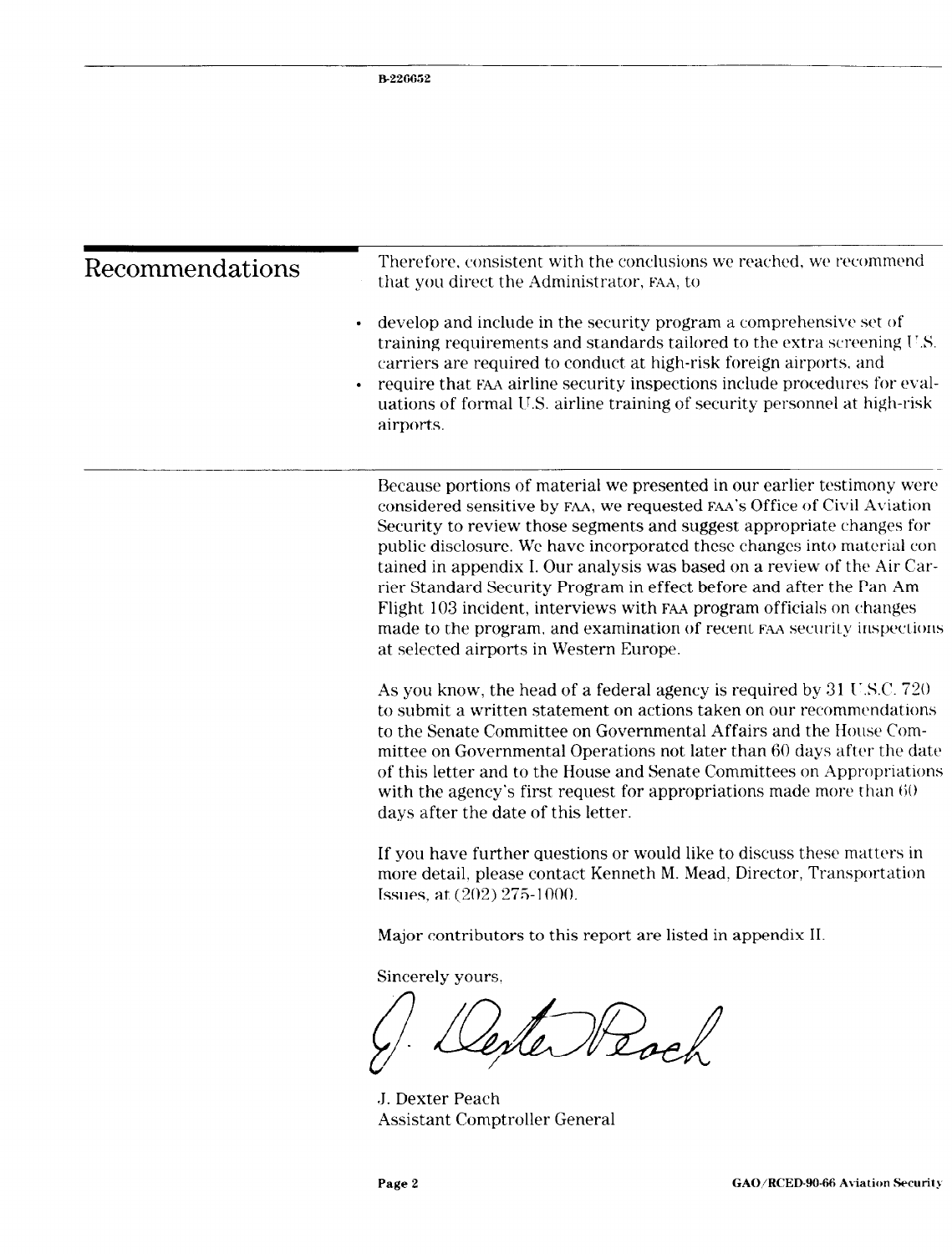## Recommendations

Therefore, consistent with the conclusions we reached, we recommend that you direct the Administrator, FAA, to

- develop and include in the security program a comprehensive set of training requirements and standards tailored to the extra screening U.S. carriers are required to conduct at high-risk foreign airports, and
- require that FAA airline security inspections include procedures for evaluations of formal U.S. airline training of security personnel at high-risk airports.

Because portions of material we presented in our earlier testimony were considered sensitive by FAA, we requested FAA's Office of Civil Aviation Security to review those segments and suggest appropriate changes for public disclosure. We have incorporated these changes into material contained in appendix I. Our analysis was based on a review of the Air Carrier Standard Security Program in effect before and after the Pan Am Flight 103 incident, interviews with FAA program officials on changes made to the program, and examination of recent FAA security inspections at selected airports in Western Europe.

As you know, the head of a federal agency is required by 31 U.S.C. 720 to submit a written statement on actions taken on our recommendations to the Senate Committee on Governmental Affairs and the House Committee on Governmental Operations not later than 60 days after the date of this letter and to the House and Senate Committees on Appropriations with the agency's first request for appropriations made more than 60 days after the date of this letter.

If you have further questions or would like to discuss these matters in more detail, please contact Kenneth M. Mead, Director, Transportation Issues, at (202) 275-1000.

Major contributors to this report are listed in appendix II.

Sincerely yours,

J. Dexter Peach
Assistant Comptroller General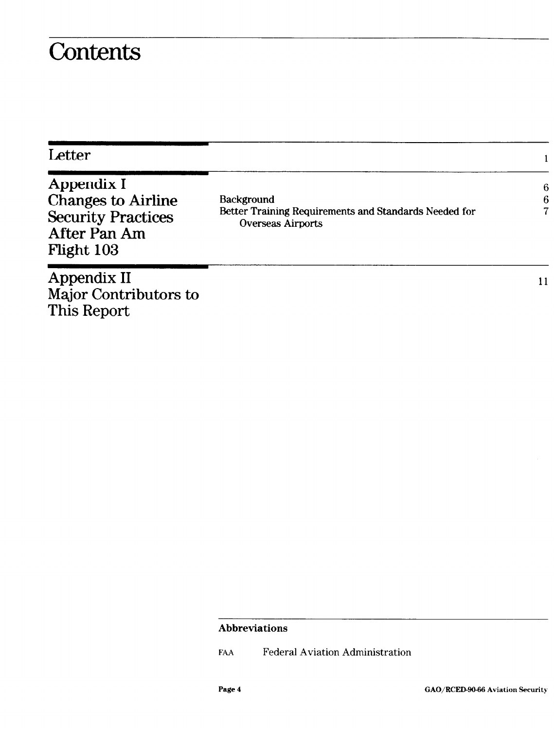# Contents

| | | |
|---|---|---|
| Letter | | 1 |
| Appendix I<br>Changes to Airline Security Practices After Pan Am Flight 103 | | 6 |
| | Background | 6 |
| | Better Training Requirements and Standards Needed for Overseas Airports | 7 |
| Appendix II<br>Major Contributors to This Report | | 11 |

**Abbreviations**

| | |
|---|---|
| FAA | Federal Aviation Administration |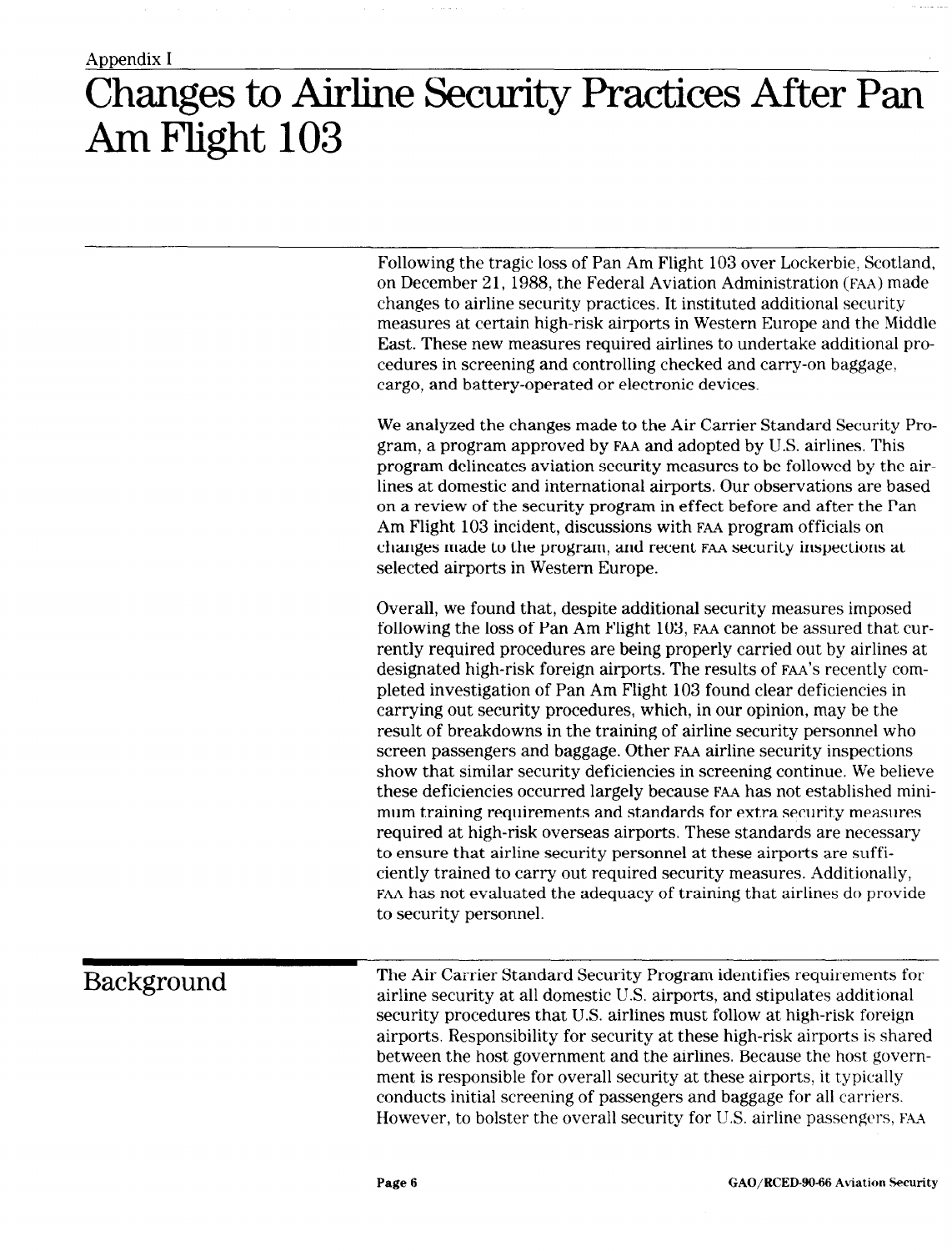Appendix I

# Changes to Airline Security Practices After Pan Am Flight 103

Following the tragic loss of Pan Am Flight 103 over Lockerbie, Scotland, on December 21, 1988, the Federal Aviation Administration (FAA) made changes to airline security practices. It instituted additional security measures at certain high-risk airports in Western Europe and the Middle East. These new measures required airlines to undertake additional procedures in screening and controlling checked and carry-on baggage, cargo, and battery-operated or electronic devices.

We analyzed the changes made to the Air Carrier Standard Security Program, a program approved by FAA and adopted by U.S. airlines. This program delineates aviation security measures to be followed by the airlines at domestic and international airports. Our observations are based on a review of the security program in effect before and after the Pan Am Flight 103 incident, discussions with FAA program officials on changes made to the program, and recent FAA security inspections at selected airports in Western Europe.

Overall, we found that, despite additional security measures imposed following the loss of Pan Am Flight 103, FAA cannot be assured that currently required procedures are being properly carried out by airlines at designated high-risk foreign airports. The results of FAA's recently completed investigation of Pan Am Flight 103 found clear deficiencies in carrying out security procedures, which, in our opinion, may be the result of breakdowns in the training of airline security personnel who screen passengers and baggage. Other FAA airline security inspections show that similar security deficiencies in screening continue. We believe these deficiencies occurred largely because FAA has not established minimum training requirements and standards for extra security measures required at high-risk overseas airports. These standards are necessary to ensure that airline security personnel at these airports are sufficiently trained to carry out required security measures. Additionally, FAA has not evaluated the adequacy of training that airlines do provide to security personnel.

## Background

The Air Carrier Standard Security Program identifies requirements for airline security at all domestic U.S. airports, and stipulates additional security procedures that U.S. airlines must follow at high-risk foreign airports. Responsibility for security at these high-risk airports is shared between the host government and the airlines. Because the host government is responsible for overall security at these airports, it typically conducts initial screening of passengers and baggage for all carriers. However, to bolster the overall security for U.S. airline passengers, FAA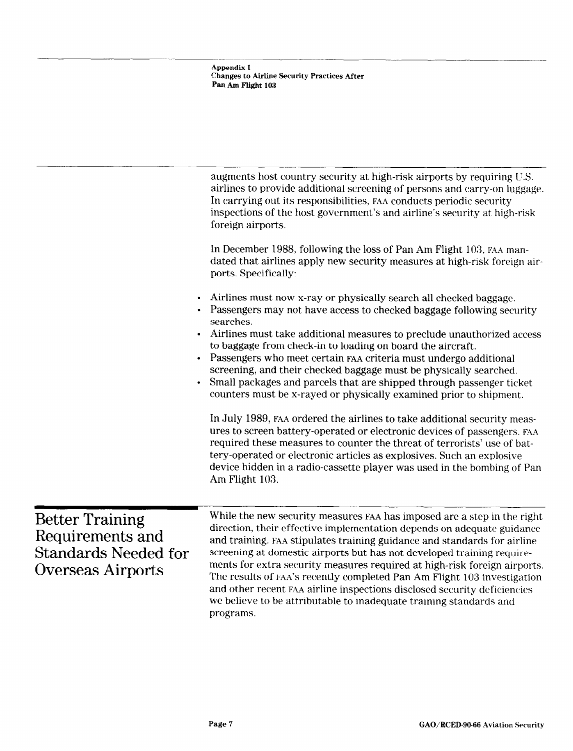augments host country security at high-risk airports by requiring U.S. airlines to provide additional screening of persons and carry-on luggage. In carrying out its responsibilities, FAA conducts periodic security inspections of the host government's and airline's security at high-risk foreign airports.

In December 1988, following the loss of Pan Am Flight 103, FAA mandated that airlines apply new security measures at high-risk foreign airports. Specifically:

- Airlines must now x-ray or physically search all checked baggage.
- Passengers may not have access to checked baggage following security searches.
- Airlines must take additional measures to preclude unauthorized access to baggage from check-in to loading on board the aircraft.
- Passengers who meet certain FAA criteria must undergo additional screening, and their checked baggage must be physically searched.
- Small packages and parcels that are shipped through passenger ticket counters must be x-rayed or physically examined prior to shipment.

In July 1989, FAA ordered the airlines to take additional security measures to screen battery-operated or electronic devices of passengers. FAA required these measures to counter the threat of terrorists' use of battery-operated or electronic articles as explosives. Such an explosive device hidden in a radio-cassette player was used in the bombing of Pan Am Flight 103.

## Better Training Requirements and Standards Needed for Overseas Airports

While the new security measures FAA has imposed are a step in the right direction, their effective implementation depends on adequate guidance and training. FAA stipulates training guidance and standards for airline screening at domestic airports but has not developed training requirements for extra security measures required at high-risk foreign airports. The results of FAA's recently completed Pan Am Flight 103 investigation and other recent FAA airline inspections disclosed security deficiencies we believe to be attributable to inadequate training standards and programs.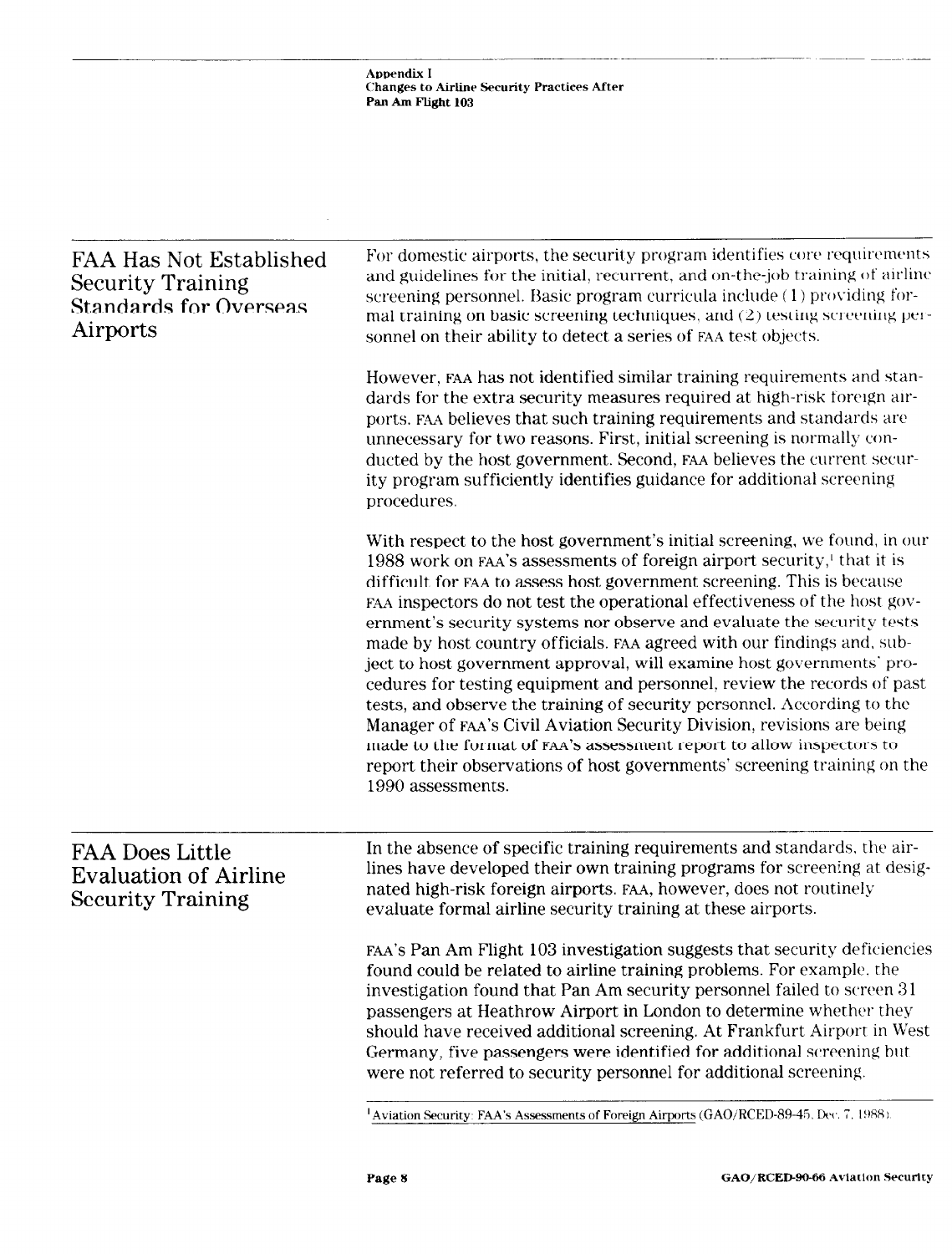## FAA Has Not Established Security Training Standards for Overseas Airports

For domestic airports, the security program identifies core requirements and guidelines for the initial, recurrent, and on-the-job training of airline screening personnel. Basic program curricula include (1) providing formal training on basic screening techniques, and (2) testing screening personnel on their ability to detect a series of FAA test objects.

However, FAA has not identified similar training requirements and standards for the extra security measures required at high-risk foreign airports. FAA believes that such training requirements and standards are unnecessary for two reasons. First, initial screening is normally conducted by the host government. Second, FAA believes the current security program sufficiently identifies guidance for additional screening procedures.

With respect to the host government's initial screening, we found, in our 1988 work on FAA's assessments of foreign airport security,[1] that it is difficult for FAA to assess host government screening. This is because FAA inspectors do not test the operational effectiveness of the host government's security systems nor observe and evaluate the security tests made by host country officials. FAA agreed with our findings and, subject to host government approval, will examine host governments' procedures for testing equipment and personnel, review the records of past tests, and observe the training of security personnel. According to the Manager of FAA's Civil Aviation Security Division, revisions are being made to the format of FAA's assessment report to allow inspectors to report their observations of host governments' screening training on the 1990 assessments.

## FAA Does Little Evaluation of Airline Security Training

In the absence of specific training requirements and standards, the airlines have developed their own training programs for screening at designated high-risk foreign airports. FAA, however, does not routinely evaluate formal airline security training at these airports.

FAA's Pan Am Flight 103 investigation suggests that security deficiencies found could be related to airline training problems. For example, the investigation found that Pan Am security personnel failed to screen 31 passengers at Heathrow Airport in London to determine whether they should have received additional screening. At Frankfurt Airport in West Germany, five passengers were identified for additional screening but were not referred to security personnel for additional screening.

[1] Aviation Security: FAA's Assessments of Foreign Airports (GAO/RCED-89-45, Dec. 7, 1988).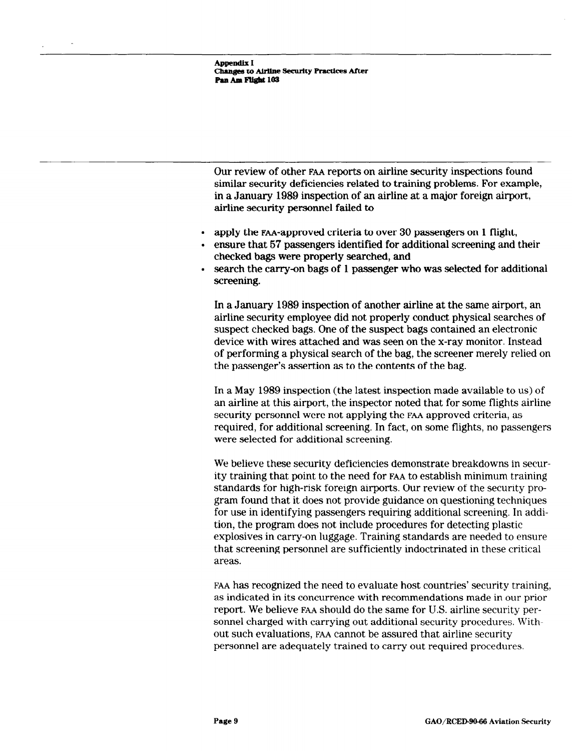Our review of other FAA reports on airline security inspections found similar security deficiencies related to training problems. For example, in a January 1989 inspection of an airline at a major foreign airport, airline security personnel failed to

- apply the FAA-approved criteria to over 30 passengers on 1 flight,
- ensure that 57 passengers identified for additional screening and their checked bags were properly searched, and
- search the carry-on bags of 1 passenger who was selected for additional screening.

In a January 1989 inspection of another airline at the same airport, an airline security employee did not properly conduct physical searches of suspect checked bags. One of the suspect bags contained an electronic device with wires attached and was seen on the x-ray monitor. Instead of performing a physical search of the bag, the screener merely relied on the passenger's assertion as to the contents of the bag.

In a May 1989 inspection (the latest inspection made available to us) of an airline at this airport, the inspector noted that for some flights airline security personnel were not applying the FAA approved criteria, as required, for additional screening. In fact, on some flights, no passengers were selected for additional screening.

We believe these security deficiencies demonstrate breakdowns in security training that point to the need for FAA to establish minimum training standards for high-risk foreign airports. Our review of the security program found that it does not provide guidance on questioning techniques for use in identifying passengers requiring additional screening. In addition, the program does not include procedures for detecting plastic explosives in carry-on luggage. Training standards are needed to ensure that screening personnel are sufficiently indoctrinated in these critical areas.

FAA has recognized the need to evaluate host countries' security training, as indicated in its concurrence with recommendations made in our prior report. We believe FAA should do the same for U.S. airline security personnel charged with carrying out additional security procedures. Without such evaluations, FAA cannot be assured that airline security personnel are adequately trained to carry out required procedures.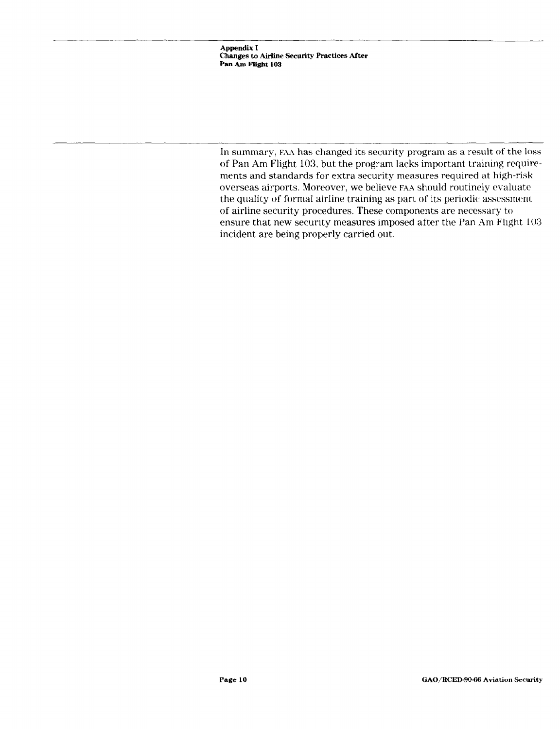In summary, FAA has changed its security program as a result of the loss of Pan Am Flight 103, but the program lacks important training requirements and standards for extra security measures required at high-risk overseas airports. Moreover, we believe FAA should routinely evaluate the quality of formal airline training as part of its periodic assessment of airline security procedures. These components are necessary to ensure that new security measures imposed after the Pan Am Flight 103 incident are being properly carried out.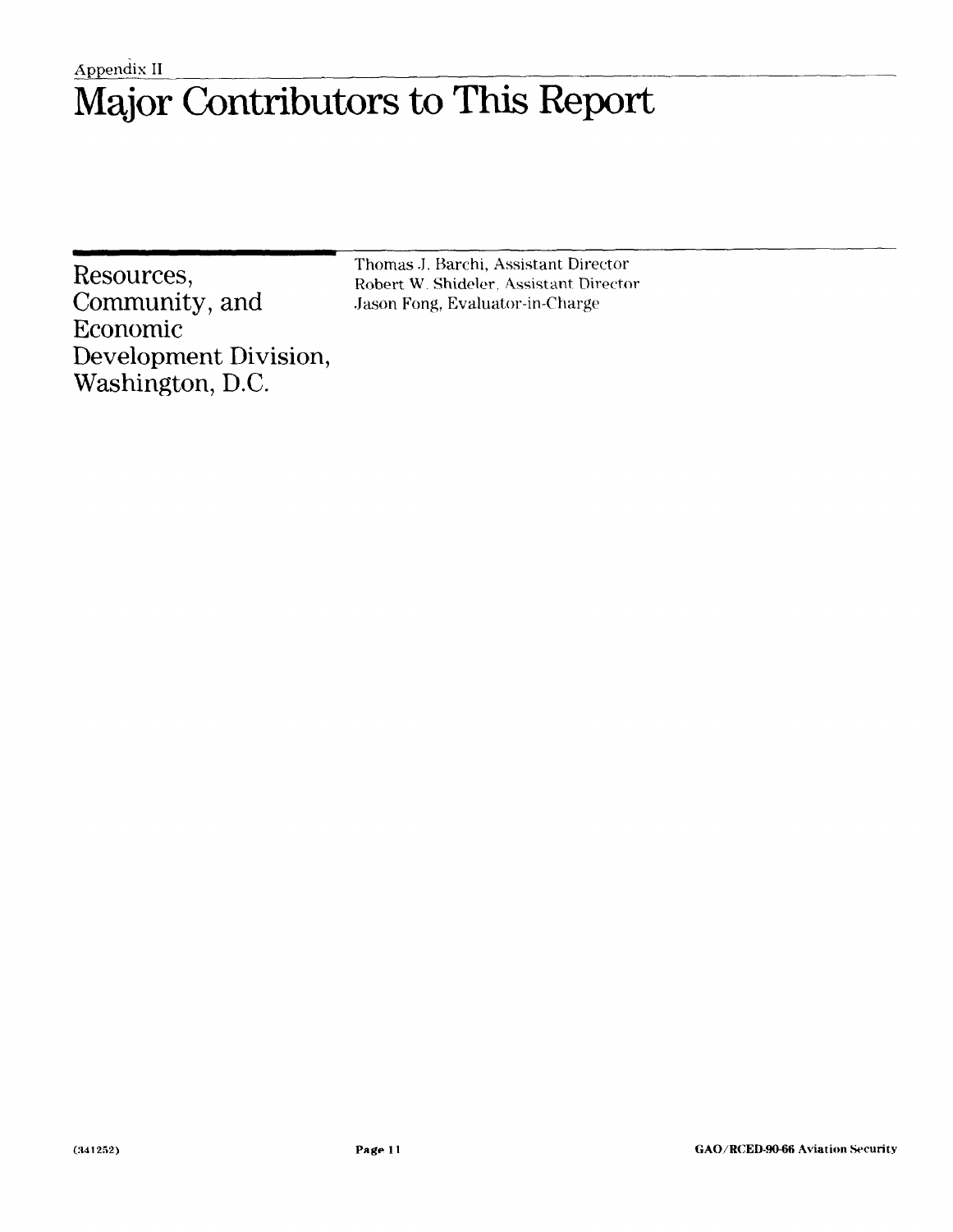Appendix II

# Major Contributors to This Report

## Resources, Community, and Economic Development Division, Washington, D.C.

Thomas J. Barchi, Assistant Director
Robert W. Shideler, Assistant Director
Jason Fong, Evaluator-in-Charge

(341252)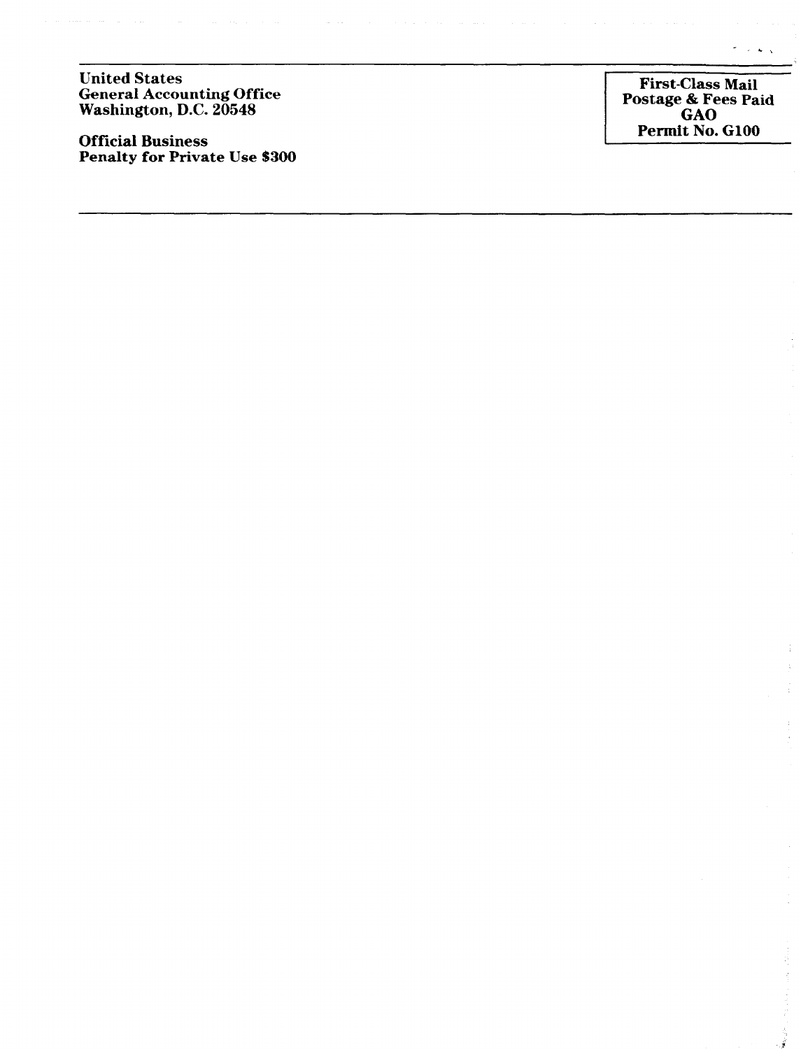United States
General Accounting Office
Washington, D.C. 20548

Official Business
Penalty for Private Use $300

First-Class Mail
Postage & Fees Paid
GAO
Permit No. G100